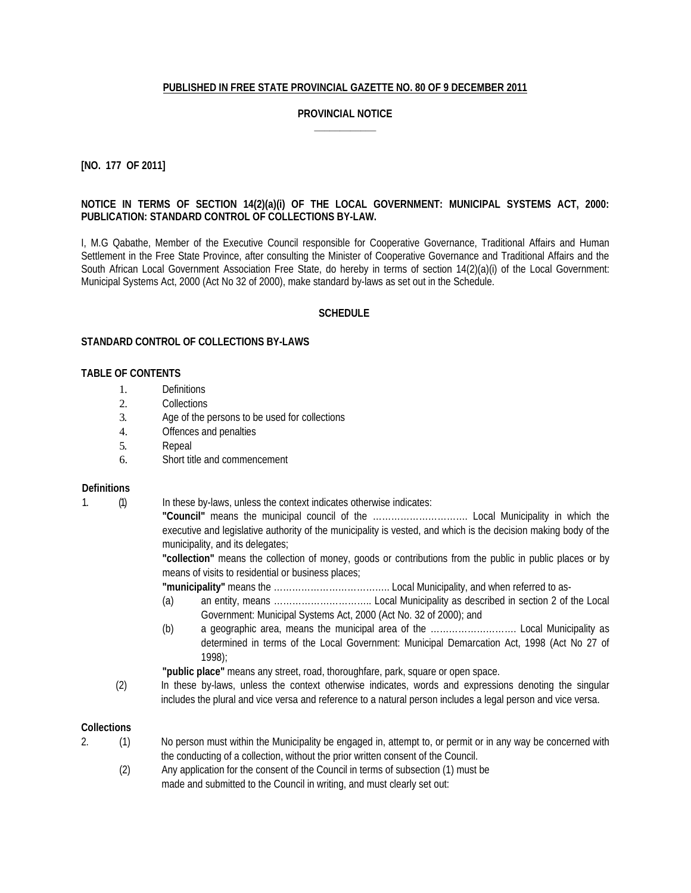**PUBLISHED IN FREE STATE PROVINCIAL GAZETTE NO. 80 OF 9 DECEMBER 2011**

**PROVINCIAL NOTICE**

**[NO. 177 OF 2011]**

**NOTICE IN TERMS OF SECTION 14(2)(a)(i) OF THE LOCAL GOVERNMENT: MUNICIPAL SYSTEMS ACT, 2000: PUBLICATION: STANDARD CONTROL OF COLLECTIONS BY-LAW.**

I, M.G Qabathe, Member of the Executive Council responsible for Cooperative Governance, Traditional Affairs and Human Settlement in the Free State Province, after consulting the Minister of Cooperative Governance and Traditional Affairs and the South African Local Government Association Free State, do hereby in terms of section 14(2)(a)(i) of the Local Government: Municipal Systems Act, 2000 (Act No 32 of 2000), make standard by-laws as set out in the Schedule.

**SCHEDULE**

**STANDARD CONTROL OF COLLECTIONS BY-LAWS**

**TABLE OF CONTENTS**

1. Definitions
2. Collections
3. Age of the persons to be used for collections
4. Offences and penalties
5. Repeal
6. Short title and commencement

**Definitions**

1. (1) In these by-laws, unless the context indicates otherwise indicates:

**"Council"** means the municipal council of the …………………………. Local Municipality in which the executive and legislative authority of the municipality is vested, and which is the decision making body of the municipality, and its delegates;

**"collection"** means the collection of money, goods or contributions from the public in public places or by means of visits to residential or business places;

**"municipality"** means the ……………………………….. Local Municipality, and when referred to as-

(a) an entity, means ………………………….. Local Municipality as described in section 2 of the Local Government: Municipal Systems Act, 2000 (Act No. 32 of 2000); and

(b) a geographic area, means the municipal area of the ………………………. Local Municipality as determined in terms of the Local Government: Municipal Demarcation Act, 1998 (Act No 27 of 1998);

**"public place"** means any street, road, thoroughfare, park, square or open space.

(2) In these by-laws, unless the context otherwise indicates, words and expressions denoting the singular includes the plural and vice versa and reference to a natural person includes a legal person and vice versa.

**Collections**

2. (1) No person must within the Municipality be engaged in, attempt to, or permit or in any way be concerned with the conducting of a collection, without the prior written consent of the Council.

(2) Any application for the consent of the Council in terms of subsection (1) must be made and submitted to the Council in writing, and must clearly set out: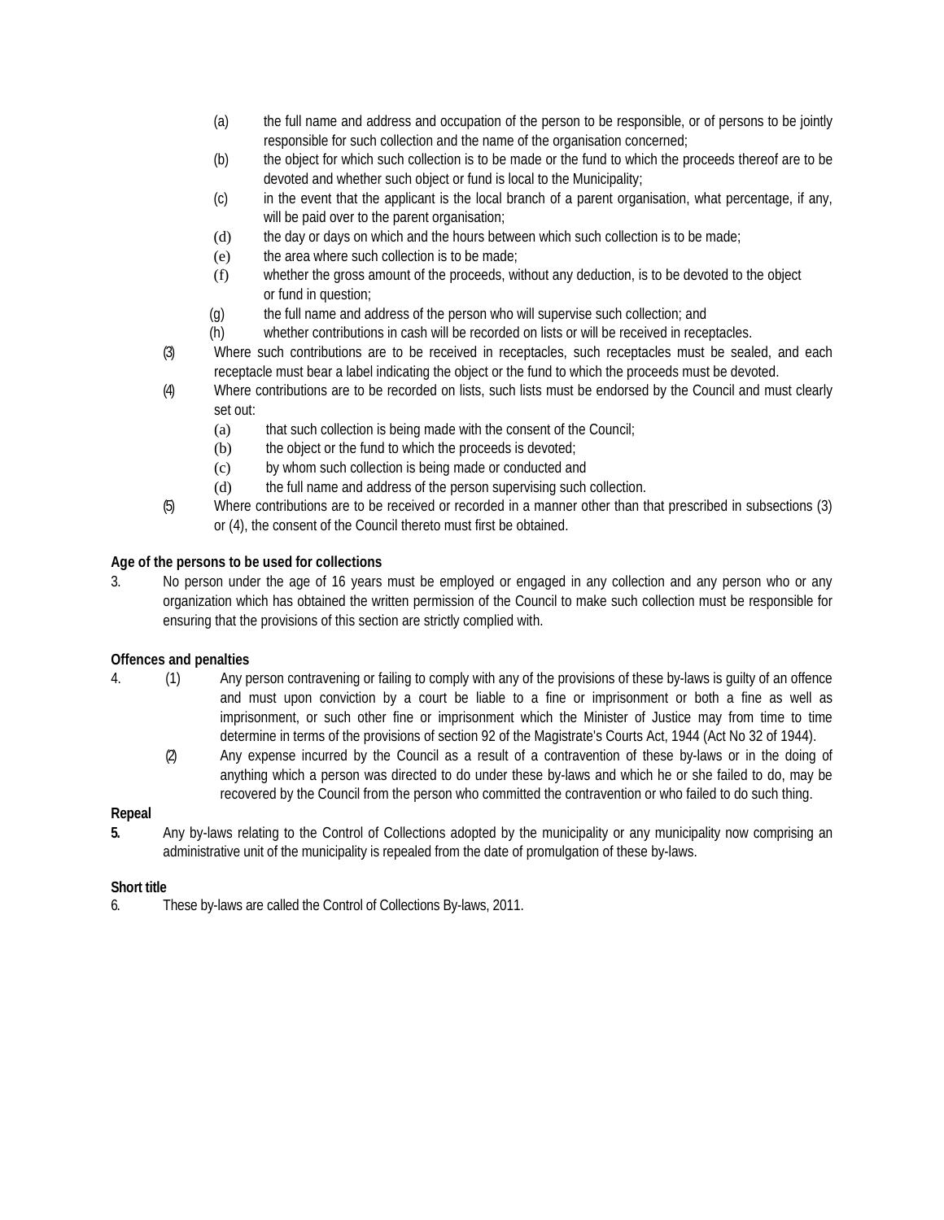(a) the full name and address and occupation of the person to be responsible, or of persons to be jointly responsible for such collection and the name of the organisation concerned;

(b) the object for which such collection is to be made or the fund to which the proceeds thereof are to be devoted and whether such object or fund is local to the Municipality;

(c) in the event that the applicant is the local branch of a parent organisation, what percentage, if any, will be paid over to the parent organisation;

(d) the day or days on which and the hours between which such collection is to be made;

(e) the area where such collection is to be made;

(f) whether the gross amount of the proceeds, without any deduction, is to be devoted to the object or fund in question;

(g) the full name and address of the person who will supervise such collection; and

(h) whether contributions in cash will be recorded on lists or will be received in receptacles.

(3) Where such contributions are to be received in receptacles, such receptacles must be sealed, and each receptacle must bear a label indicating the object or the fund to which the proceeds must be devoted.

(4) Where contributions are to be recorded on lists, such lists must be endorsed by the Council and must clearly set out:

(a) that such collection is being made with the consent of the Council;

(b) the object or the fund to which the proceeds is devoted;

(c) by whom such collection is being made or conducted and

(d) the full name and address of the person supervising such collection.

(5) Where contributions are to be received or recorded in a manner other than that prescribed in subsections (3) or (4), the consent of the Council thereto must first be obtained.

**Age of the persons to be used for collections**

3. No person under the age of 16 years must be employed or engaged in any collection and any person who or any organization which has obtained the written permission of the Council to make such collection must be responsible for ensuring that the provisions of this section are strictly complied with.

**Offences and penalties**

4. (1) Any person contravening or failing to comply with any of the provisions of these by-laws is guilty of an offence and must upon conviction by a court be liable to a fine or imprisonment or both a fine as well as imprisonment, or such other fine or imprisonment which the Minister of Justice may from time to time determine in terms of the provisions of section 92 of the Magistrate's Courts Act, 1944 (Act No 32 of 1944).

(2) Any expense incurred by the Council as a result of a contravention of these by-laws or in the doing of anything which a person was directed to do under these by-laws and which he or she failed to do, may be recovered by the Council from the person who committed the contravention or who failed to do such thing.

**Repeal**

**5.** Any by-laws relating to the Control of Collections adopted by the municipality or any municipality now comprising an administrative unit of the municipality is repealed from the date of promulgation of these by-laws.

**Short title**

6. These by-laws are called the Control of Collections By-laws, 2011.